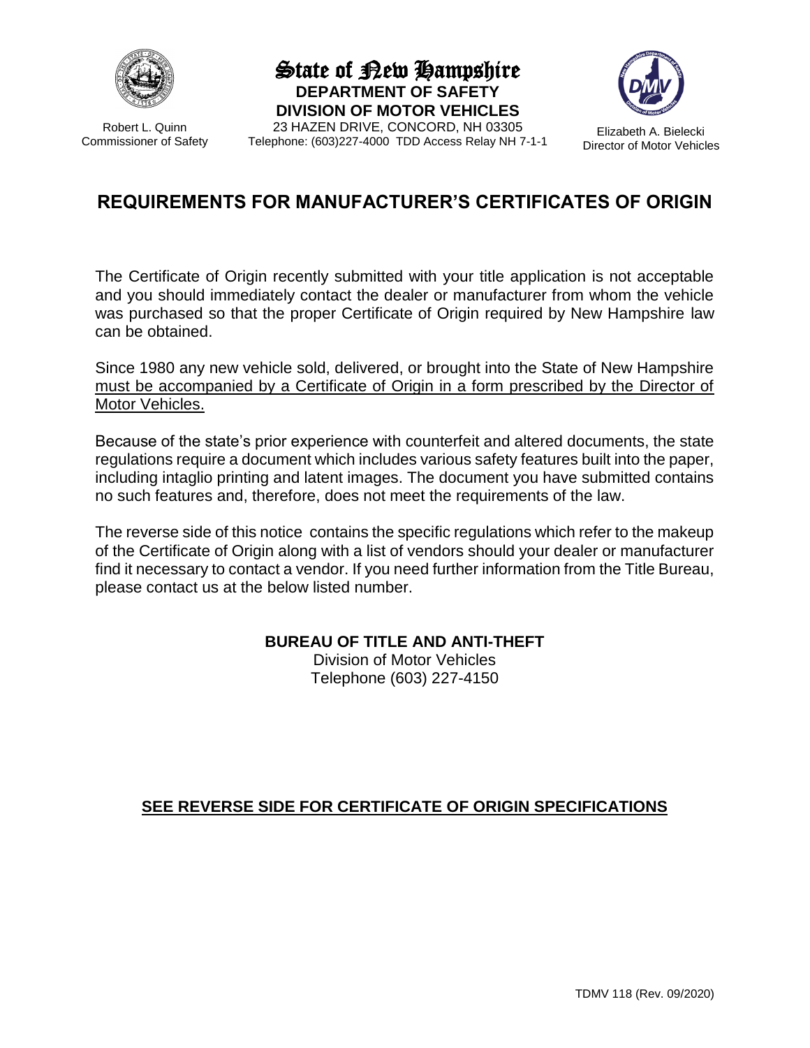State of New Hampshire
**DEPARTMENT OF SAFETY**
**DIVISION OF MOTOR VEHICLES**
23 HAZEN DRIVE, CONCORD, NH 03305
Telephone: (603)227-4000 TDD Access Relay NH 7-1-1

Robert L. Quinn
Commissioner of Safety

Elizabeth A. Bielecki
Director of Motor Vehicles

# REQUIREMENTS FOR MANUFACTURER'S CERTIFICATES OF ORIGIN

The Certificate of Origin recently submitted with your title application is not acceptable and you should immediately contact the dealer or manufacturer from whom the vehicle was purchased so that the proper Certificate of Origin required by New Hampshire law can be obtained.

Since 1980 any new vehicle sold, delivered, or brought into the State of New Hampshire <u>must be accompanied by a Certificate of Origin in a form prescribed by the Director of Motor Vehicles.</u>

Because of the state's prior experience with counterfeit and altered documents, the state regulations require a document which includes various safety features built into the paper, including intaglio printing and latent images. The document you have submitted contains no such features and, therefore, does not meet the requirements of the law.

The reverse side of this notice contains the specific regulations which refer to the makeup of the Certificate of Origin along with a list of vendors should your dealer or manufacturer find it necessary to contact a vendor. If you need further information from the Title Bureau, please contact us at the below listed number.

**BUREAU OF TITLE AND ANTI-THEFT**
Division of Motor Vehicles
Telephone (603) 227-4150

**<u>SEE REVERSE SIDE FOR CERTIFICATE OF ORIGIN SPECIFICATIONS</u>**

TDMV 118 (Rev. 09/2020)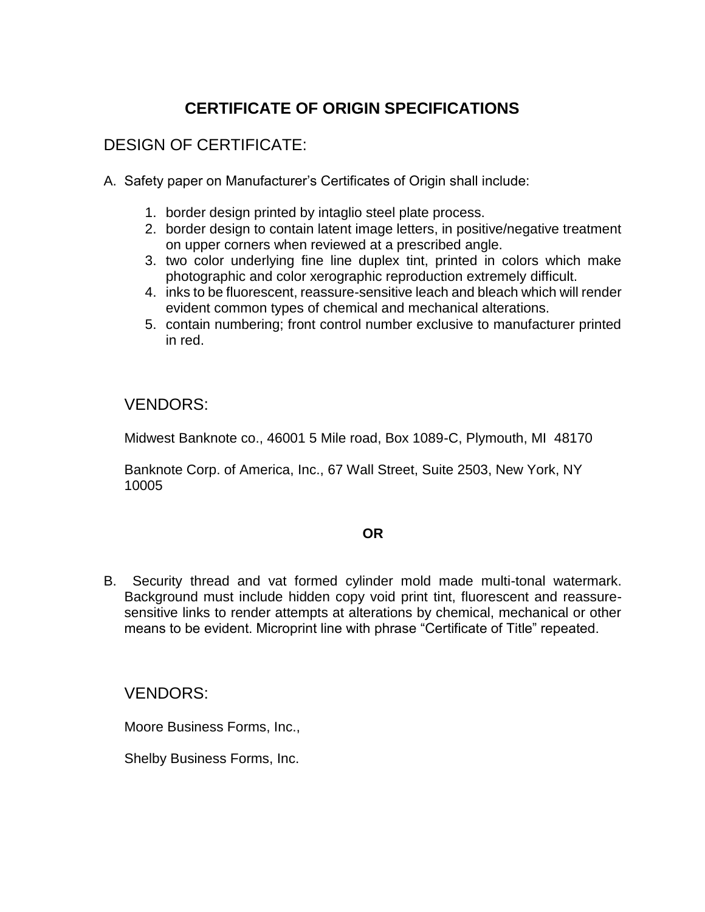# CERTIFICATE OF ORIGIN SPECIFICATIONS

## DESIGN OF CERTIFICATE:

A. Safety paper on Manufacturer's Certificates of Origin shall include:

1. border design printed by intaglio steel plate process.
2. border design to contain latent image letters, in positive/negative treatment on upper corners when reviewed at a prescribed angle.
3. two color underlying fine line duplex tint, printed in colors which make photographic and color xerographic reproduction extremely difficult.
4. inks to be fluorescent, reassure-sensitive leach and bleach which will render evident common types of chemical and mechanical alterations.
5. contain numbering; front control number exclusive to manufacturer printed in red.

## VENDORS:

Midwest Banknote co., 46001 5 Mile road, Box 1089-C, Plymouth, MI 48170

Banknote Corp. of America, Inc., 67 Wall Street, Suite 2503, New York, NY 10005

**OR**

B. Security thread and vat formed cylinder mold made multi-tonal watermark. Background must include hidden copy void print tint, fluorescent and reassure-sensitive links to render attempts at alterations by chemical, mechanical or other means to be evident. Microprint line with phrase "Certificate of Title" repeated.

## VENDORS:

Moore Business Forms, Inc.,

Shelby Business Forms, Inc.